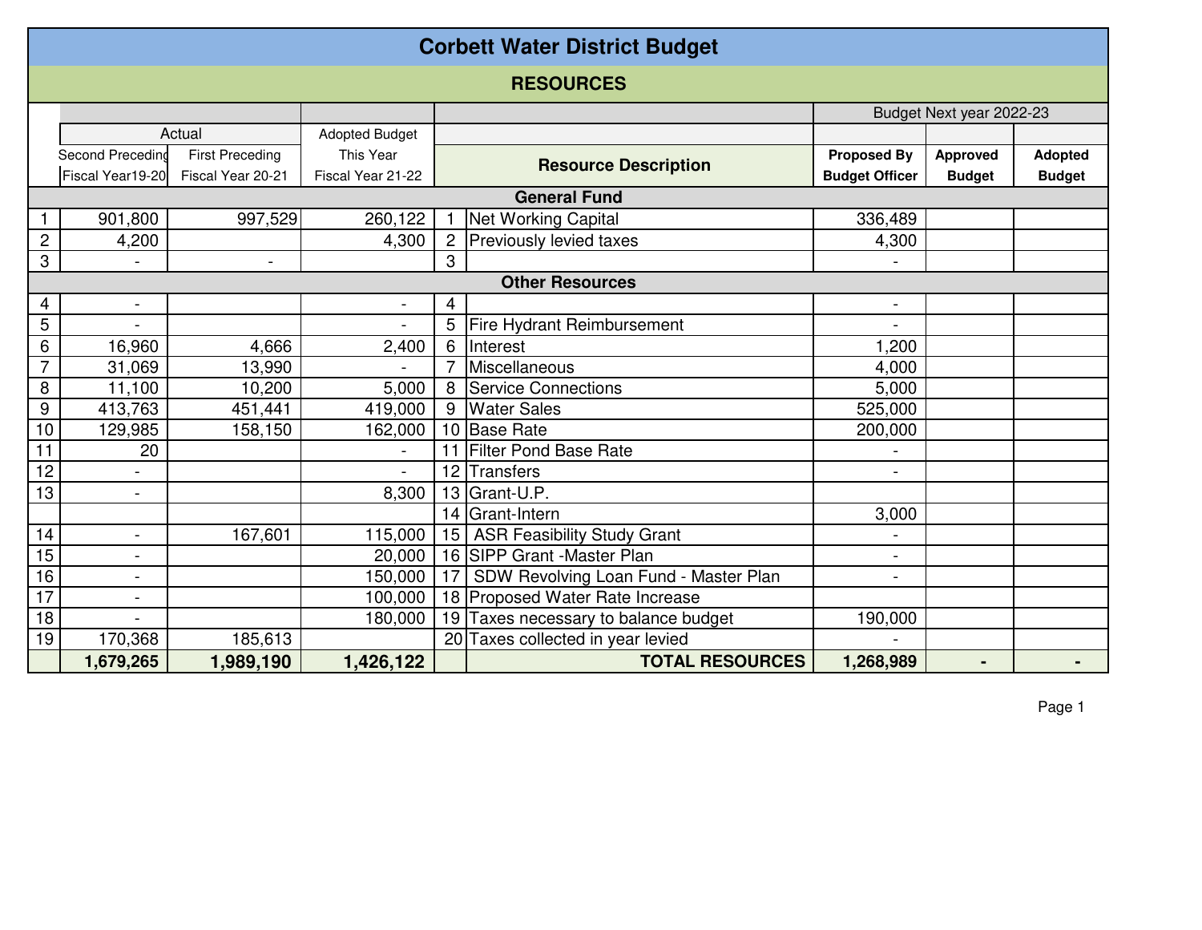# Corbett Water District Budget

## RESOURCES

| | Actual | | Adopted Budget | | | Budget Next year 2022-23 | | |
|---|---|---|---|---|---|---|---|---|
| | Second Preceding Fiscal Year19-20 | First Preceding Fiscal Year 20-21 | This Year Fiscal Year 21-22 | | Resource Description | Proposed By Budget Officer | Approved Budget | Adopted Budget |
| | | | | | **General Fund** | | | |
| 1 | 901,800 | 997,529 | 260,122 | 1 | Net Working Capital | 336,489 | | |
| 2 | 4,200 | | 4,300 | 2 | Previously levied taxes | 4,300 | | |
| 3 | - | - | | 3 | | - | | |
| | | | | | **Other Resources** | | | |
| 4 | - | | - | 4 | | - | | |
| 5 | - | | - | 5 | Fire Hydrant Reimbursement | - | | |
| 6 | 16,960 | 4,666 | 2,400 | 6 | Interest | 1,200 | | |
| 7 | 31,069 | 13,990 | - | 7 | Miscellaneous | 4,000 | | |
| 8 | 11,100 | 10,200 | 5,000 | 8 | Service Connections | 5,000 | | |
| 9 | 413,763 | 451,441 | 419,000 | 9 | Water Sales | 525,000 | | |
| 10 | 129,985 | 158,150 | 162,000 | 10 | Base Rate | 200,000 | | |
| 11 | 20 | | - | 11 | Filter Pond Base Rate | - | | |
| 12 | - | | - | 12 | Transfers | - | | |
| 13 | - | | 8,300 | 13 | Grant-U.P. | | | |
| | | | | 14 | Grant-Intern | 3,000 | | |
| 14 | - | 167,601 | 115,000 | 15 | ASR Feasibility Study Grant | - | | |
| 15 | - | | 20,000 | 16 | SIPP Grant -Master Plan | - | | |
| 16 | - | | 150,000 | 17 | SDW Revolving Loan Fund - Master Plan | - | | |
| 17 | - | | 100,000 | 18 | Proposed Water Rate Increase | | | |
| 18 | - | | 180,000 | 19 | Taxes necessary to balance budget | 190,000 | | |
| 19 | 170,368 | 185,613 | | 20 | Taxes collected in year levied | - | | |
| | **1,679,265** | **1,989,190** | **1,426,122** | | **TOTAL RESOURCES** | **1,268,989** | **-** | **-** |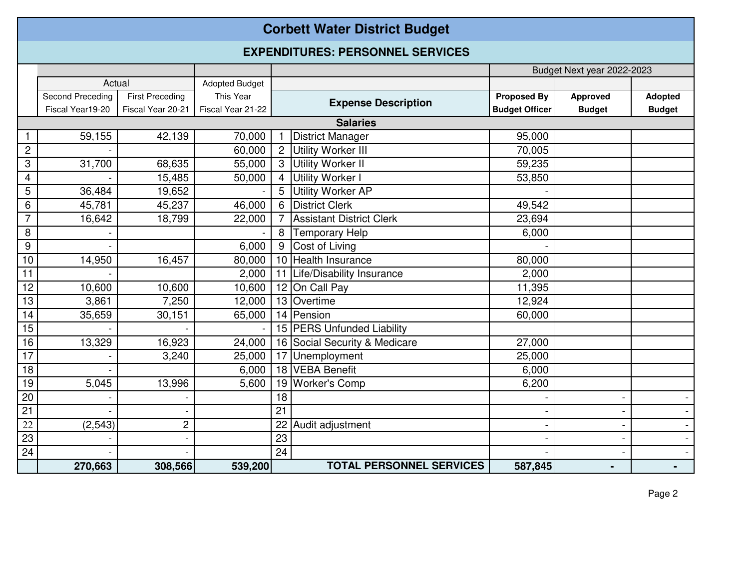# Corbett Water District Budget

## EXPENDITURES: PERSONNEL SERVICES

| | Actual | | Adopted Budget | | | Budget Next year 2022-2023 | | |
|---|---|---|---|---|---|---|---|---|
| | Second Preceding Fiscal Year19-20 | First Preceding Fiscal Year 20-21 | This Year Fiscal Year 21-22 | | Expense Description | Proposed By Budget Officer | Approved Budget | Adopted Budget |
| | | | | | **Salaries** | | | |
| 1 | 59,155 | 42,139 | 70,000 | 1 | District Manager | 95,000 | | |
| 2 | - | | 60,000 | 2 | Utility Worker III | 70,005 | | |
| 3 | 31,700 | 68,635 | 55,000 | 3 | Utility Worker II | 59,235 | | |
| 4 | - | 15,485 | 50,000 | 4 | Utility Worker I | 53,850 | | |
| 5 | 36,484 | 19,652 | - | 5 | Utility Worker AP | - | | |
| 6 | 45,781 | 45,237 | 46,000 | 6 | District Clerk | 49,542 | | |
| 7 | 16,642 | 18,799 | 22,000 | 7 | Assistant District Clerk | 23,694 | | |
| 8 | - | | - | 8 | Temporary Help | 6,000 | | |
| 9 | - | | 6,000 | 9 | Cost of Living | - | | |
| 10 | 14,950 | 16,457 | 80,000 | 10 | Health Insurance | 80,000 | | |
| 11 | - | | 2,000 | 11 | Life/Disability Insurance | 2,000 | | |
| 12 | 10,600 | 10,600 | 10,600 | 12 | On Call Pay | 11,395 | | |
| 13 | 3,861 | 7,250 | 12,000 | 13 | Overtime | 12,924 | | |
| 14 | 35,659 | 30,151 | 65,000 | 14 | Pension | 60,000 | | |
| 15 | - | - | - | 15 | PERS Unfunded Liability | | | |
| 16 | 13,329 | 16,923 | 24,000 | 16 | Social Security & Medicare | 27,000 | | |
| 17 | - | 3,240 | 25,000 | 17 | Unemployment | 25,000 | | |
| 18 | - | | 6,000 | 18 | VEBA Benefit | 6,000 | | |
| 19 | 5,045 | 13,996 | 5,600 | 19 | Worker's Comp | 6,200 | | |
| 20 | - | - | | 18 | | - | - | - |
| 21 | - | - | | 21 | | - | - | - |
| 22 | (2,543) | 2 | | 22 | Audit adjustment | - | - | - |
| 23 | - | - | | 23 | | - | - | - |
| 24 | - | - | | 24 | | - | - | - |
| | **270,663** | **308,566** | **539,200** | | **TOTAL PERSONNEL SERVICES** | **587,845** | **-** | **-** |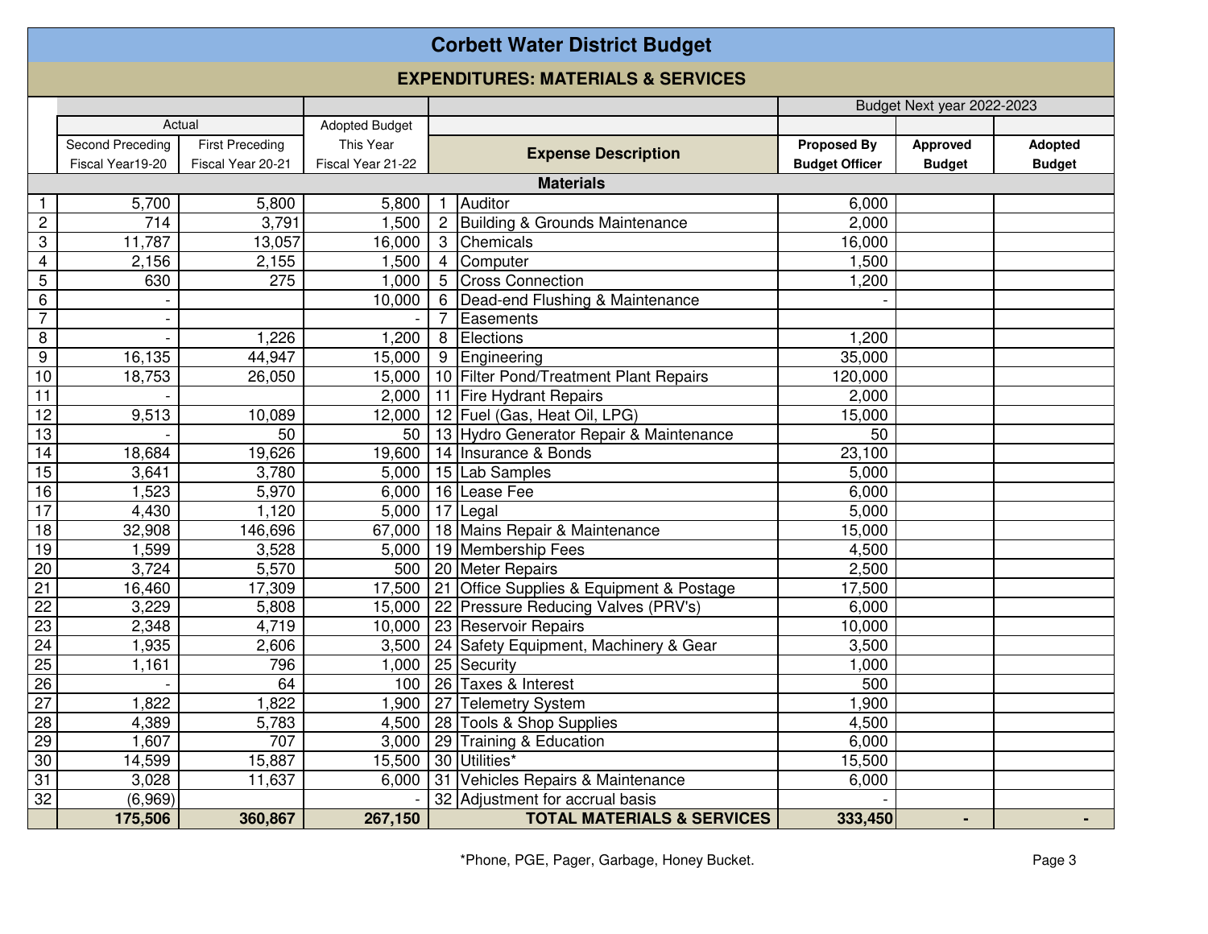# Corbett Water District Budget

## EXPENDITURES: MATERIALS & SERVICES

| | Actual | | Adopted Budget | | | Budget Next year 2022-2023 | | |
|---|---|---|---|---|---|---|---|---|
| | Second Preceding Fiscal Year19-20 | First Preceding Fiscal Year 20-21 | This Year Fiscal Year 21-22 | | Expense Description | Proposed By Budget Officer | Approved Budget | Adopted Budget |
| | | | | | **Materials** | | | |
| 1 | 5,700 | 5,800 | 5,800 | 1 | Auditor | 6,000 | | |
| 2 | 714 | 3,791 | 1,500 | 2 | Building & Grounds Maintenance | 2,000 | | |
| 3 | 11,787 | 13,057 | 16,000 | 3 | Chemicals | 16,000 | | |
| 4 | 2,156 | 2,155 | 1,500 | 4 | Computer | 1,500 | | |
| 5 | 630 | 275 | 1,000 | 5 | Cross Connection | 1,200 | | |
| 6 | - | | 10,000 | 6 | Dead-end Flushing & Maintenance | - | | |
| 7 | - | | - | 7 | Easements | | | |
| 8 | - | 1,226 | 1,200 | 8 | Elections | 1,200 | | |
| 9 | 16,135 | 44,947 | 15,000 | 9 | Engineering | 35,000 | | |
| 10 | 18,753 | 26,050 | 15,000 | 10 | Filter Pond/Treatment Plant Repairs | 120,000 | | |
| 11 | - | | 2,000 | 11 | Fire Hydrant Repairs | 2,000 | | |
| 12 | 9,513 | 10,089 | 12,000 | 12 | Fuel (Gas, Heat Oil, LPG) | 15,000 | | |
| 13 | - | 50 | 50 | 13 | Hydro Generator Repair & Maintenance | 50 | | |
| 14 | 18,684 | 19,626 | 19,600 | 14 | Insurance & Bonds | 23,100 | | |
| 15 | 3,641 | 3,780 | 5,000 | 15 | Lab Samples | 5,000 | | |
| 16 | 1,523 | 5,970 | 6,000 | 16 | Lease Fee | 6,000 | | |
| 17 | 4,430 | 1,120 | 5,000 | 17 | Legal | 5,000 | | |
| 18 | 32,908 | 146,696 | 67,000 | 18 | Mains Repair & Maintenance | 15,000 | | |
| 19 | 1,599 | 3,528 | 5,000 | 19 | Membership Fees | 4,500 | | |
| 20 | 3,724 | 5,570 | 500 | 20 | Meter Repairs | 2,500 | | |
| 21 | 16,460 | 17,309 | 17,500 | 21 | Office Supplies & Equipment & Postage | 17,500 | | |
| 22 | 3,229 | 5,808 | 15,000 | 22 | Pressure Reducing Valves (PRV's) | 6,000 | | |
| 23 | 2,348 | 4,719 | 10,000 | 23 | Reservoir Repairs | 10,000 | | |
| 24 | 1,935 | 2,606 | 3,500 | 24 | Safety Equipment, Machinery & Gear | 3,500 | | |
| 25 | 1,161 | 796 | 1,000 | 25 | Security | 1,000 | | |
| 26 | - | 64 | 100 | 26 | Taxes & Interest | 500 | | |
| 27 | 1,822 | 1,822 | 1,900 | 27 | Telemetry System | 1,900 | | |
| 28 | 4,389 | 5,783 | 4,500 | 28 | Tools & Shop Supplies | 4,500 | | |
| 29 | 1,607 | 707 | 3,000 | 29 | Training & Education | 6,000 | | |
| 30 | 14,599 | 15,887 | 15,500 | 30 | Utilities* | 15,500 | | |
| 31 | 3,028 | 11,637 | 6,000 | 31 | Vehicles Repairs & Maintenance | 6,000 | | |
| 32 | (6,969) | | - | 32 | Adjustment for accrual basis | - | | |
| | **175,506** | **360,867** | **267,150** | | **TOTAL MATERIALS & SERVICES** | **333,450** | **-** | **-** |

*Phone, PGE, Pager, Garbage, Honey Bucket.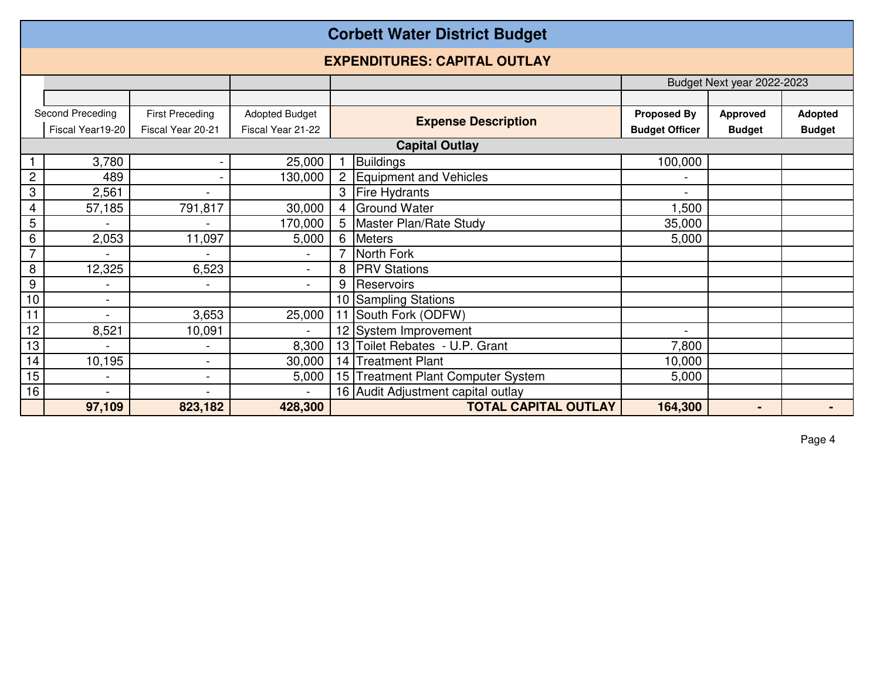# Corbett Water District Budget

## EXPENDITURES: CAPITAL OUTLAY

| | Second Preceding Fiscal Year19-20 | First Preceding Fiscal Year 20-21 | Adopted Budget Fiscal Year 21-22 | | Expense Description | Budget Next year 2022-2023 Proposed By Budget Officer | Approved Budget | Adopted Budget |
|---|---|---|---|---|---|---|---|---|
| | | | | | **Capital Outlay** | | | |
| 1 | 3,780 | - | 25,000 | 1 | Buildings | 100,000 | | |
| 2 | 489 | - | 130,000 | 2 | Equipment and Vehicles | - | | |
| 3 | 2,561 | - | | 3 | Fire Hydrants | - | | |
| 4 | 57,185 | 791,817 | 30,000 | 4 | Ground Water | 1,500 | | |
| 5 | - | - | 170,000 | 5 | Master Plan/Rate Study | 35,000 | | |
| 6 | 2,053 | 11,097 | 5,000 | 6 | Meters | 5,000 | | |
| 7 | - | - | - | 7 | North Fork | | | |
| 8 | 12,325 | 6,523 | - | 8 | PRV Stations | | | |
| 9 | - | - | - | 9 | Reservoirs | | | |
| 10 | - | | | 10 | Sampling Stations | | | |
| 11 | - | 3,653 | 25,000 | 11 | South Fork (ODFW) | | | |
| 12 | 8,521 | 10,091 | - | 12 | System Improvement | - | | |
| 13 | - | - | 8,300 | 13 | Toilet Rebates - U.P. Grant | 7,800 | | |
| 14 | 10,195 | - | 30,000 | 14 | Treatment Plant | 10,000 | | |
| 15 | - | - | 5,000 | 15 | Treatment Plant Computer System | 5,000 | | |
| 16 | - | - | - | 16 | Audit Adjustment capital outlay | | | |
| | **97,109** | **823,182** | **428,300** | | **TOTAL CAPITAL OUTLAY** | **164,300** | **-** | **-** |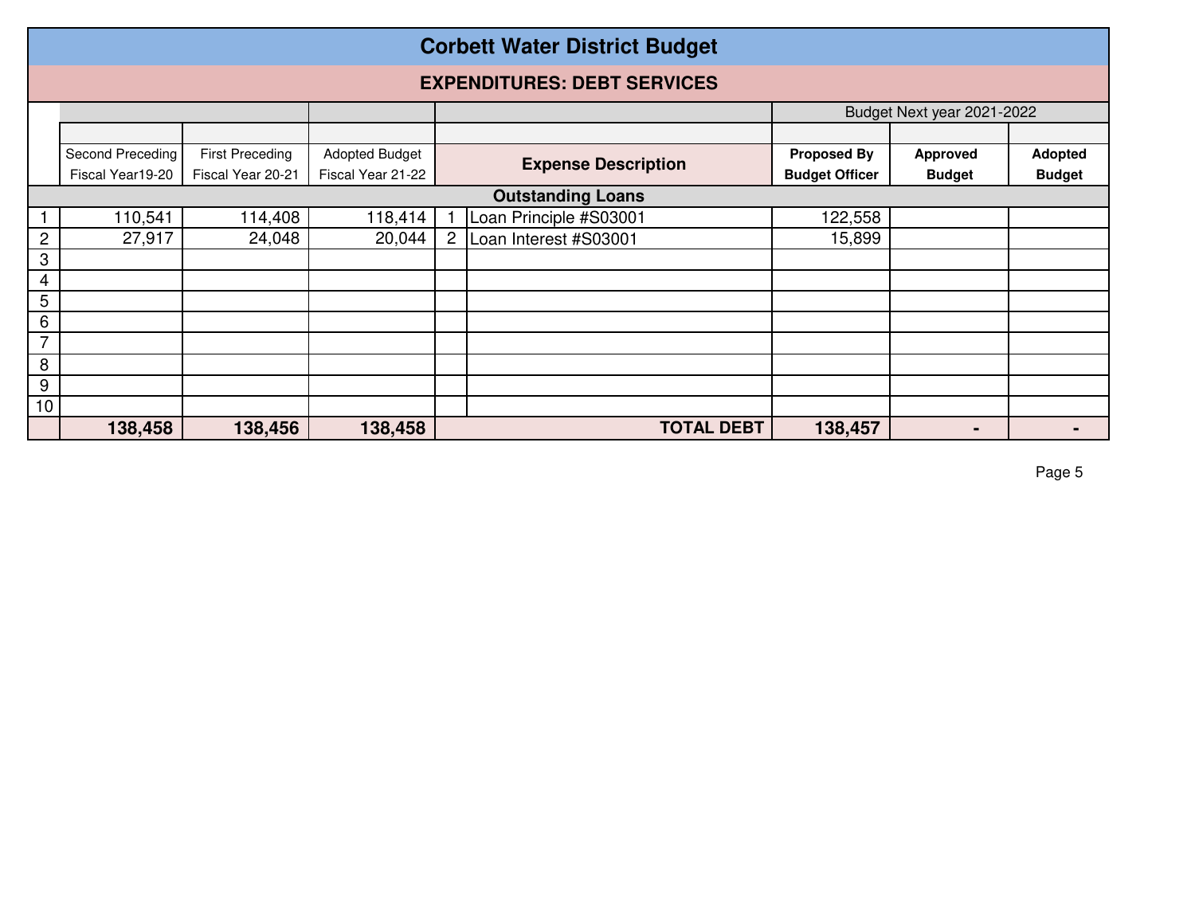# Corbett Water District Budget

## EXPENDITURES: DEBT SERVICES

| | | | | | | Budget Next year 2021-2022 | | |
|---|---|---|---|---|---|---|---|---|
| | Second Preceding Fiscal Year19-20 | First Preceding Fiscal Year 20-21 | Adopted Budget Fiscal Year 21-22 | | Expense Description | Proposed By Budget Officer | Approved Budget | Adopted Budget |
| | | | | | **Outstanding Loans** | | | |
| 1 | 110,541 | 114,408 | 118,414 | 1 | Loan Principle #S03001 | 122,558 | | |
| 2 | 27,917 | 24,048 | 20,044 | 2 | Loan Interest #S03001 | 15,899 | | |
| 3 | | | | | | | | |
| 4 | | | | | | | | |
| 5 | | | | | | | | |
| 6 | | | | | | | | |
| 7 | | | | | | | | |
| 8 | | | | | | | | |
| 9 | | | | | | | | |
| 10 | | | | | | | | |
| | **138,458** | **138,456** | **138,458** | | **TOTAL DEBT** | **138,457** | **-** | **-** |